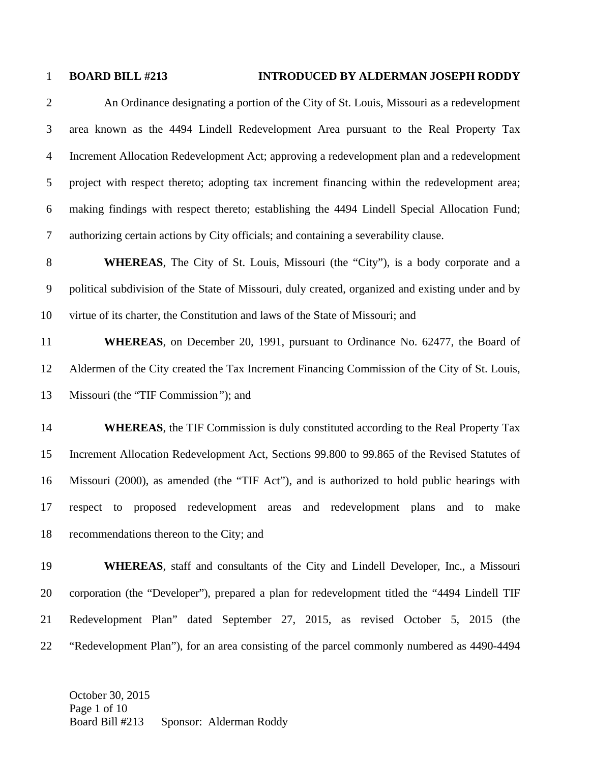**BOARD BILL #213** **INTRODUCED BY ALDERMAN JOSEPH RODDY**

An Ordinance designating a portion of the City of St. Louis, Missouri as a redevelopment area known as the 4494 Lindell Redevelopment Area pursuant to the Real Property Tax Increment Allocation Redevelopment Act; approving a redevelopment plan and a redevelopment project with respect thereto; adopting tax increment financing within the redevelopment area; making findings with respect thereto; establishing the 4494 Lindell Special Allocation Fund; authorizing certain actions by City officials; and containing a severability clause.

**WHEREAS**, The City of St. Louis, Missouri (the "City"), is a body corporate and a political subdivision of the State of Missouri, duly created, organized and existing under and by virtue of its charter, the Constitution and laws of the State of Missouri; and

**WHEREAS**, on December 20, 1991, pursuant to Ordinance No. 62477, the Board of Aldermen of the City created the Tax Increment Financing Commission of the City of St. Louis, Missouri (the "TIF Commission"); and

**WHEREAS**, the TIF Commission is duly constituted according to the Real Property Tax Increment Allocation Redevelopment Act, Sections 99.800 to 99.865 of the Revised Statutes of Missouri (2000), as amended (the "TIF Act"), and is authorized to hold public hearings with respect to proposed redevelopment areas and redevelopment plans and to make recommendations thereon to the City; and

**WHEREAS**, staff and consultants of the City and Lindell Developer, Inc., a Missouri corporation (the "Developer"), prepared a plan for redevelopment titled the "4494 Lindell TIF Redevelopment Plan" dated September 27, 2015, as revised October 5, 2015 (the "Redevelopment Plan"), for an area consisting of the parcel commonly numbered as 4490-4494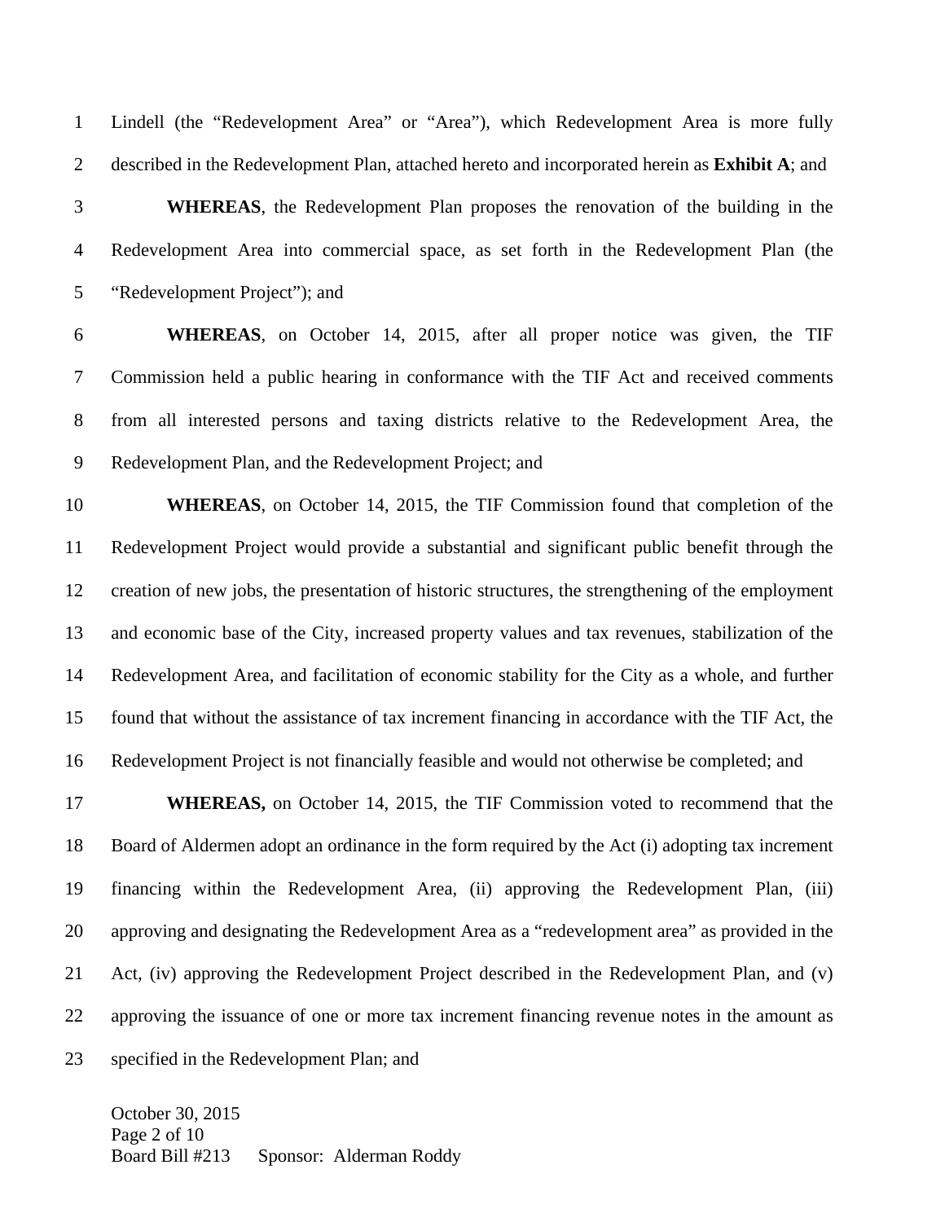Lindell (the "Redevelopment Area" or "Area"), which Redevelopment Area is more fully described in the Redevelopment Plan, attached hereto and incorporated herein as **Exhibit A**; and

**WHEREAS**, the Redevelopment Plan proposes the renovation of the building in the Redevelopment Area into commercial space, as set forth in the Redevelopment Plan (the "Redevelopment Project"); and

**WHEREAS**, on October 14, 2015, after all proper notice was given, the TIF Commission held a public hearing in conformance with the TIF Act and received comments from all interested persons and taxing districts relative to the Redevelopment Area, the Redevelopment Plan, and the Redevelopment Project; and

**WHEREAS**, on October 14, 2015, the TIF Commission found that completion of the Redevelopment Project would provide a substantial and significant public benefit through the creation of new jobs, the presentation of historic structures, the strengthening of the employment and economic base of the City, increased property values and tax revenues, stabilization of the Redevelopment Area, and facilitation of economic stability for the City as a whole, and further found that without the assistance of tax increment financing in accordance with the TIF Act, the Redevelopment Project is not financially feasible and would not otherwise be completed; and

**WHEREAS,** on October 14, 2015, the TIF Commission voted to recommend that the Board of Aldermen adopt an ordinance in the form required by the Act (i) adopting tax increment financing within the Redevelopment Area, (ii) approving the Redevelopment Plan, (iii) approving and designating the Redevelopment Area as a "redevelopment area" as provided in the Act, (iv) approving the Redevelopment Project described in the Redevelopment Plan, and (v) approving the issuance of one or more tax increment financing revenue notes in the amount as specified in the Redevelopment Plan; and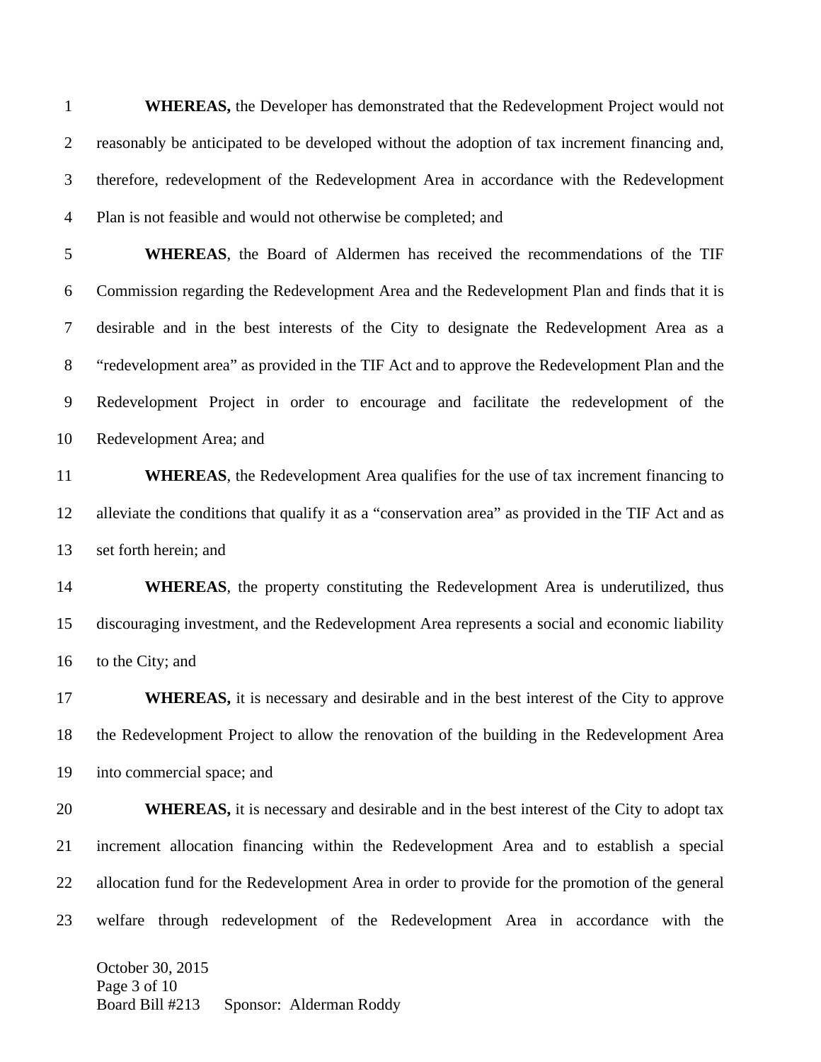**WHEREAS,** the Developer has demonstrated that the Redevelopment Project would not reasonably be anticipated to be developed without the adoption of tax increment financing and, therefore, redevelopment of the Redevelopment Area in accordance with the Redevelopment Plan is not feasible and would not otherwise be completed; and

**WHEREAS**, the Board of Aldermen has received the recommendations of the TIF Commission regarding the Redevelopment Area and the Redevelopment Plan and finds that it is desirable and in the best interests of the City to designate the Redevelopment Area as a "redevelopment area" as provided in the TIF Act and to approve the Redevelopment Plan and the Redevelopment Project in order to encourage and facilitate the redevelopment of the Redevelopment Area; and

**WHEREAS**, the Redevelopment Area qualifies for the use of tax increment financing to alleviate the conditions that qualify it as a "conservation area" as provided in the TIF Act and as set forth herein; and

**WHEREAS**, the property constituting the Redevelopment Area is underutilized, thus discouraging investment, and the Redevelopment Area represents a social and economic liability to the City; and

**WHEREAS,** it is necessary and desirable and in the best interest of the City to approve the Redevelopment Project to allow the renovation of the building in the Redevelopment Area into commercial space; and

**WHEREAS,** it is necessary and desirable and in the best interest of the City to adopt tax increment allocation financing within the Redevelopment Area and to establish a special allocation fund for the Redevelopment Area in order to provide for the promotion of the general welfare through redevelopment of the Redevelopment Area in accordance with the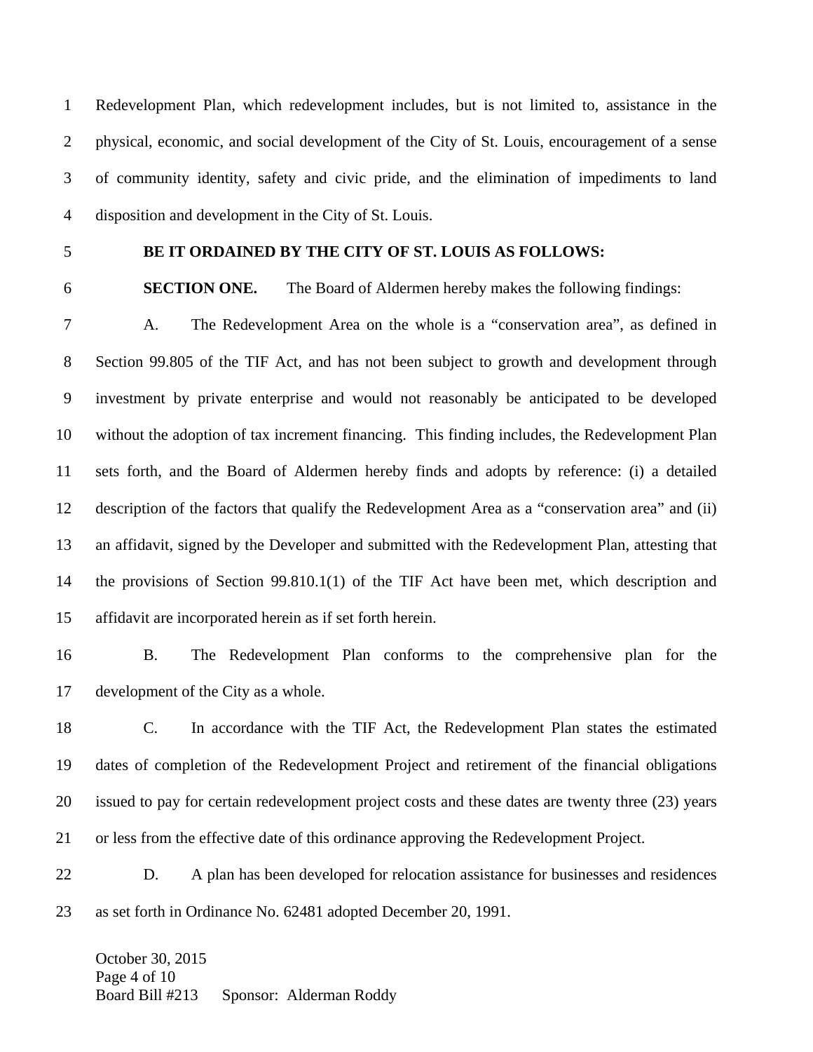Redevelopment Plan, which redevelopment includes, but is not limited to, assistance in the physical, economic, and social development of the City of St. Louis, encouragement of a sense of community identity, safety and civic pride, and the elimination of impediments to land disposition and development in the City of St. Louis.

**BE IT ORDAINED BY THE CITY OF ST. LOUIS AS FOLLOWS:**

**SECTION ONE.** The Board of Aldermen hereby makes the following findings:

A. The Redevelopment Area on the whole is a "conservation area", as defined in Section 99.805 of the TIF Act, and has not been subject to growth and development through investment by private enterprise and would not reasonably be anticipated to be developed without the adoption of tax increment financing. This finding includes, the Redevelopment Plan sets forth, and the Board of Aldermen hereby finds and adopts by reference: (i) a detailed description of the factors that qualify the Redevelopment Area as a "conservation area" and (ii) an affidavit, signed by the Developer and submitted with the Redevelopment Plan, attesting that the provisions of Section 99.810.1(1) of the TIF Act have been met, which description and affidavit are incorporated herein as if set forth herein.

B. The Redevelopment Plan conforms to the comprehensive plan for the development of the City as a whole.

C. In accordance with the TIF Act, the Redevelopment Plan states the estimated dates of completion of the Redevelopment Project and retirement of the financial obligations issued to pay for certain redevelopment project costs and these dates are twenty three (23) years or less from the effective date of this ordinance approving the Redevelopment Project.

D. A plan has been developed for relocation assistance for businesses and residences as set forth in Ordinance No. 62481 adopted December 20, 1991.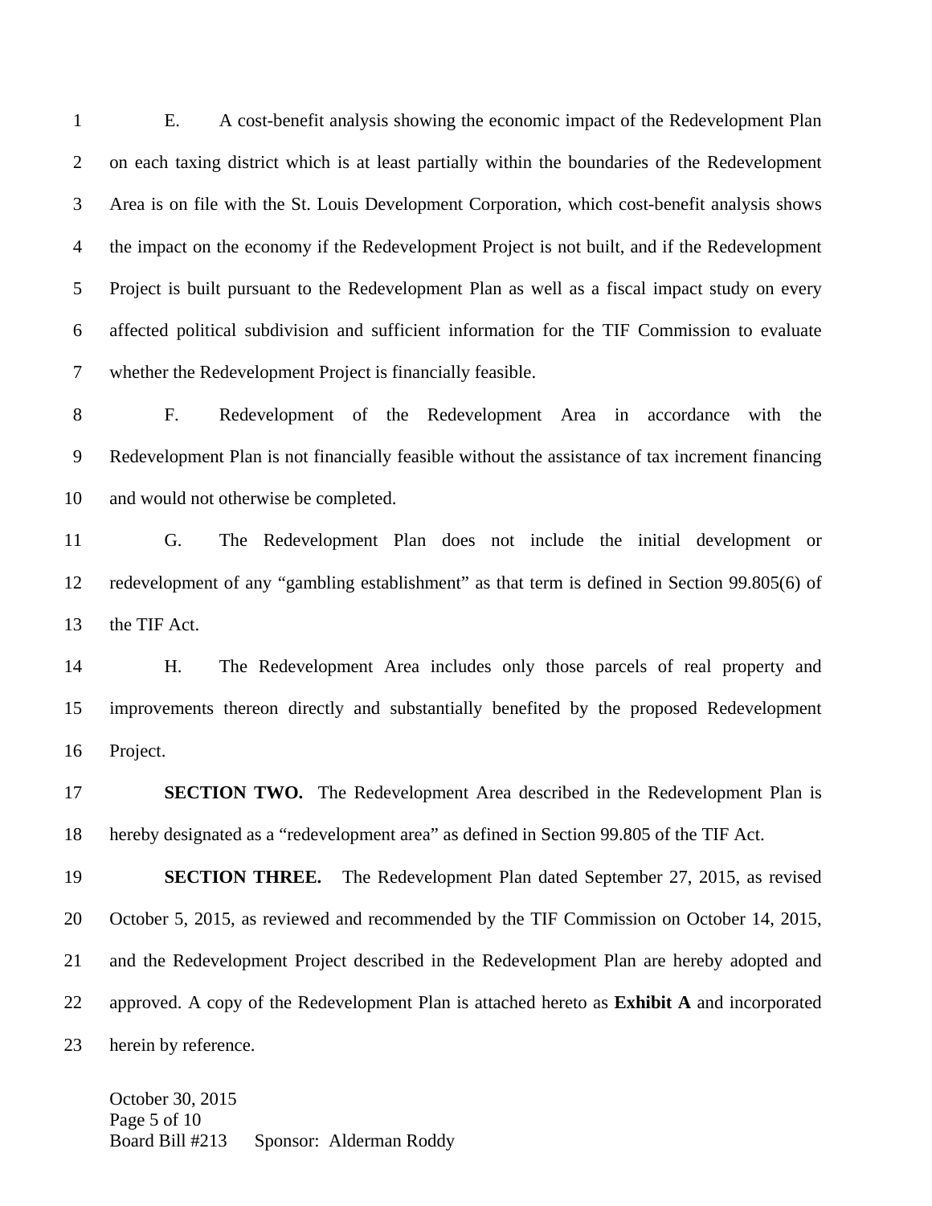E. A cost-benefit analysis showing the economic impact of the Redevelopment Plan on each taxing district which is at least partially within the boundaries of the Redevelopment Area is on file with the St. Louis Development Corporation, which cost-benefit analysis shows the impact on the economy if the Redevelopment Project is not built, and if the Redevelopment Project is built pursuant to the Redevelopment Plan as well as a fiscal impact study on every affected political subdivision and sufficient information for the TIF Commission to evaluate whether the Redevelopment Project is financially feasible.

F. Redevelopment of the Redevelopment Area in accordance with the Redevelopment Plan is not financially feasible without the assistance of tax increment financing and would not otherwise be completed.

G. The Redevelopment Plan does not include the initial development or redevelopment of any "gambling establishment" as that term is defined in Section 99.805(6) of the TIF Act.

H. The Redevelopment Area includes only those parcels of real property and improvements thereon directly and substantially benefited by the proposed Redevelopment Project.

**SECTION TWO.** The Redevelopment Area described in the Redevelopment Plan is hereby designated as a "redevelopment area" as defined in Section 99.805 of the TIF Act.

**SECTION THREE.** The Redevelopment Plan dated September 27, 2015, as revised October 5, 2015, as reviewed and recommended by the TIF Commission on October 14, 2015, and the Redevelopment Project described in the Redevelopment Plan are hereby adopted and approved. A copy of the Redevelopment Plan is attached hereto as **Exhibit A** and incorporated herein by reference.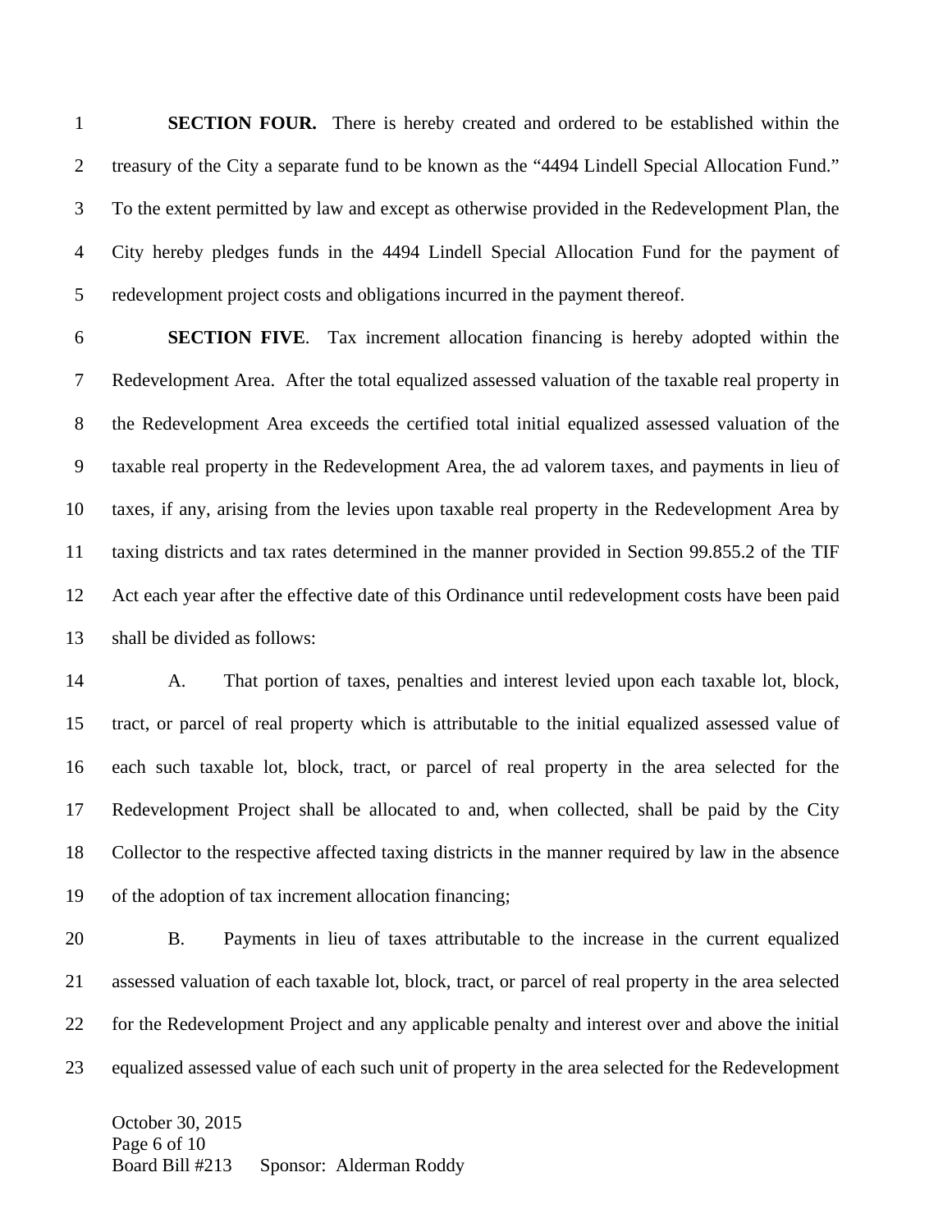**SECTION FOUR.** There is hereby created and ordered to be established within the treasury of the City a separate fund to be known as the "4494 Lindell Special Allocation Fund." To the extent permitted by law and except as otherwise provided in the Redevelopment Plan, the City hereby pledges funds in the 4494 Lindell Special Allocation Fund for the payment of redevelopment project costs and obligations incurred in the payment thereof.

**SECTION FIVE**. Tax increment allocation financing is hereby adopted within the Redevelopment Area. After the total equalized assessed valuation of the taxable real property in the Redevelopment Area exceeds the certified total initial equalized assessed valuation of the taxable real property in the Redevelopment Area, the ad valorem taxes, and payments in lieu of taxes, if any, arising from the levies upon taxable real property in the Redevelopment Area by taxing districts and tax rates determined in the manner provided in Section 99.855.2 of the TIF Act each year after the effective date of this Ordinance until redevelopment costs have been paid shall be divided as follows:

A. That portion of taxes, penalties and interest levied upon each taxable lot, block, tract, or parcel of real property which is attributable to the initial equalized assessed value of each such taxable lot, block, tract, or parcel of real property in the area selected for the Redevelopment Project shall be allocated to and, when collected, shall be paid by the City Collector to the respective affected taxing districts in the manner required by law in the absence of the adoption of tax increment allocation financing;

B. Payments in lieu of taxes attributable to the increase in the current equalized assessed valuation of each taxable lot, block, tract, or parcel of real property in the area selected for the Redevelopment Project and any applicable penalty and interest over and above the initial equalized assessed value of each such unit of property in the area selected for the Redevelopment

October 30, 2015
Board Bill #213 Sponsor: Alderman Roddy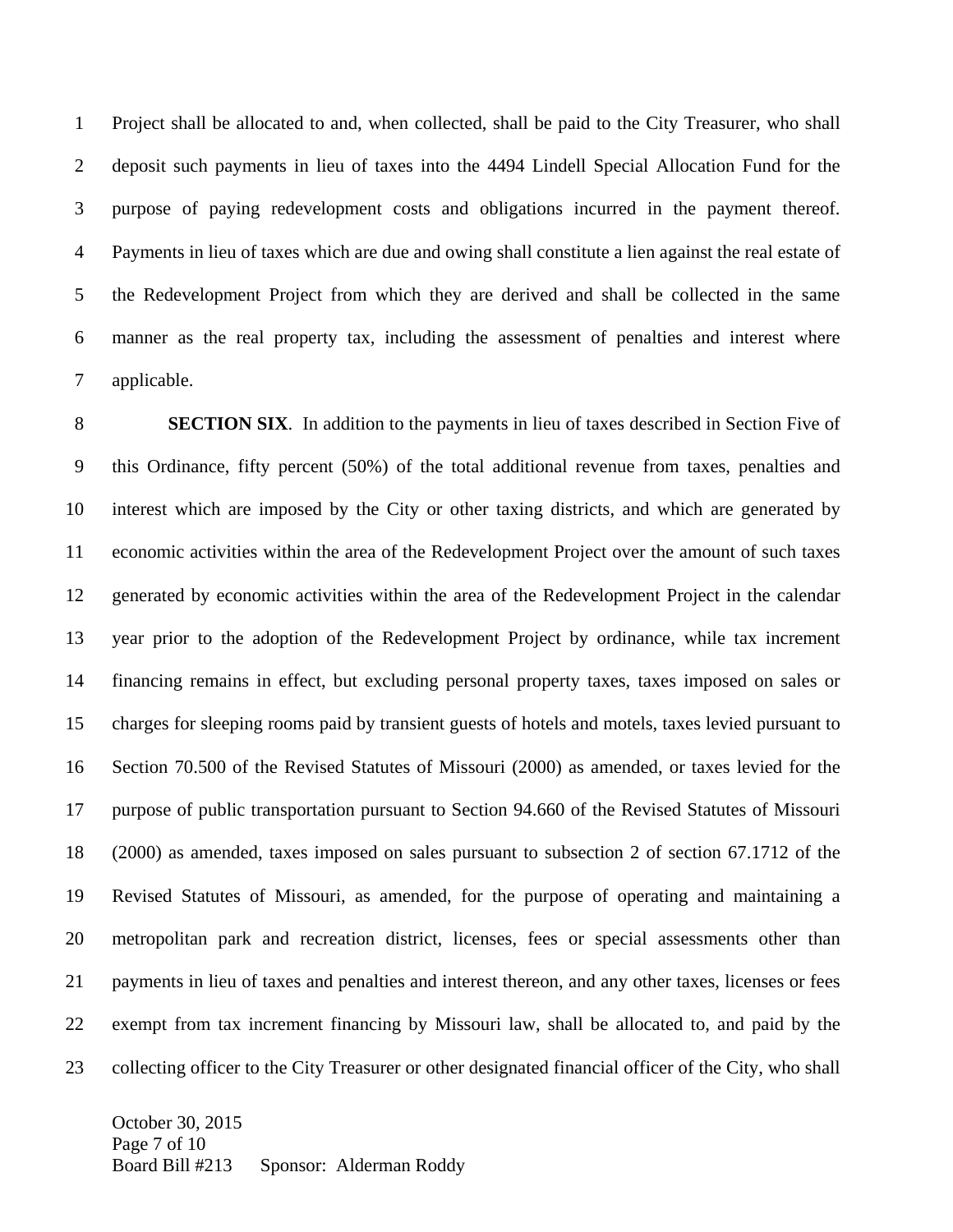Project shall be allocated to and, when collected, shall be paid to the City Treasurer, who shall deposit such payments in lieu of taxes into the 4494 Lindell Special Allocation Fund for the purpose of paying redevelopment costs and obligations incurred in the payment thereof. Payments in lieu of taxes which are due and owing shall constitute a lien against the real estate of the Redevelopment Project from which they are derived and shall be collected in the same manner as the real property tax, including the assessment of penalties and interest where applicable.

**SECTION SIX**. In addition to the payments in lieu of taxes described in Section Five of this Ordinance, fifty percent (50%) of the total additional revenue from taxes, penalties and interest which are imposed by the City or other taxing districts, and which are generated by economic activities within the area of the Redevelopment Project over the amount of such taxes generated by economic activities within the area of the Redevelopment Project in the calendar year prior to the adoption of the Redevelopment Project by ordinance, while tax increment financing remains in effect, but excluding personal property taxes, taxes imposed on sales or charges for sleeping rooms paid by transient guests of hotels and motels, taxes levied pursuant to Section 70.500 of the Revised Statutes of Missouri (2000) as amended, or taxes levied for the purpose of public transportation pursuant to Section 94.660 of the Revised Statutes of Missouri (2000) as amended, taxes imposed on sales pursuant to subsection 2 of section 67.1712 of the Revised Statutes of Missouri, as amended, for the purpose of operating and maintaining a metropolitan park and recreation district, licenses, fees or special assessments other than payments in lieu of taxes and penalties and interest thereon, and any other taxes, licenses or fees exempt from tax increment financing by Missouri law, shall be allocated to, and paid by the collecting officer to the City Treasurer or other designated financial officer of the City, who shall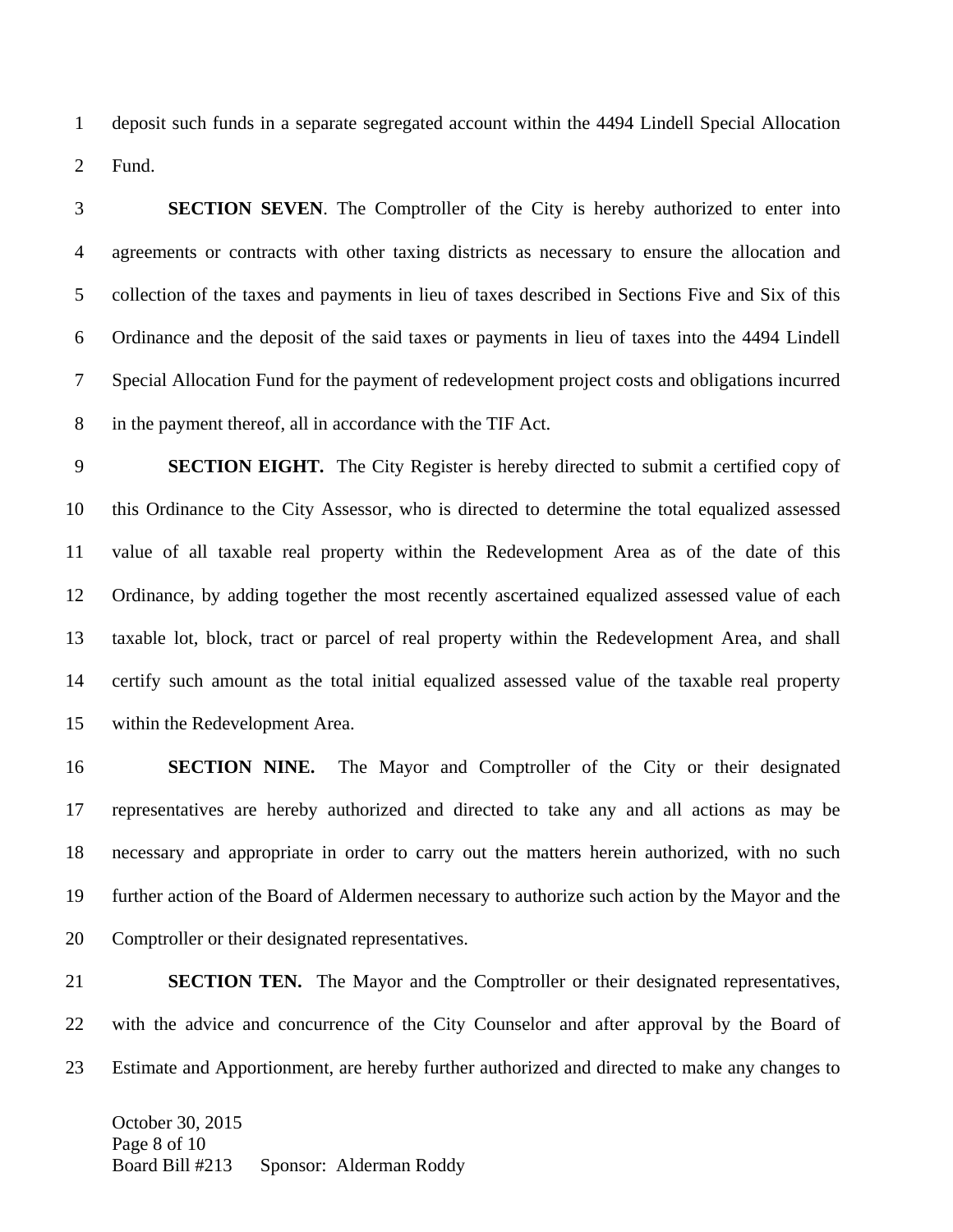deposit such funds in a separate segregated account within the 4494 Lindell Special Allocation Fund.

**SECTION SEVEN**. The Comptroller of the City is hereby authorized to enter into agreements or contracts with other taxing districts as necessary to ensure the allocation and collection of the taxes and payments in lieu of taxes described in Sections Five and Six of this Ordinance and the deposit of the said taxes or payments in lieu of taxes into the 4494 Lindell Special Allocation Fund for the payment of redevelopment project costs and obligations incurred in the payment thereof, all in accordance with the TIF Act.

**SECTION EIGHT.** The City Register is hereby directed to submit a certified copy of this Ordinance to the City Assessor, who is directed to determine the total equalized assessed value of all taxable real property within the Redevelopment Area as of the date of this Ordinance, by adding together the most recently ascertained equalized assessed value of each taxable lot, block, tract or parcel of real property within the Redevelopment Area, and shall certify such amount as the total initial equalized assessed value of the taxable real property within the Redevelopment Area.

**SECTION NINE.** The Mayor and Comptroller of the City or their designated representatives are hereby authorized and directed to take any and all actions as may be necessary and appropriate in order to carry out the matters herein authorized, with no such further action of the Board of Aldermen necessary to authorize such action by the Mayor and the Comptroller or their designated representatives.

**SECTION TEN.** The Mayor and the Comptroller or their designated representatives, with the advice and concurrence of the City Counselor and after approval by the Board of Estimate and Apportionment, are hereby further authorized and directed to make any changes to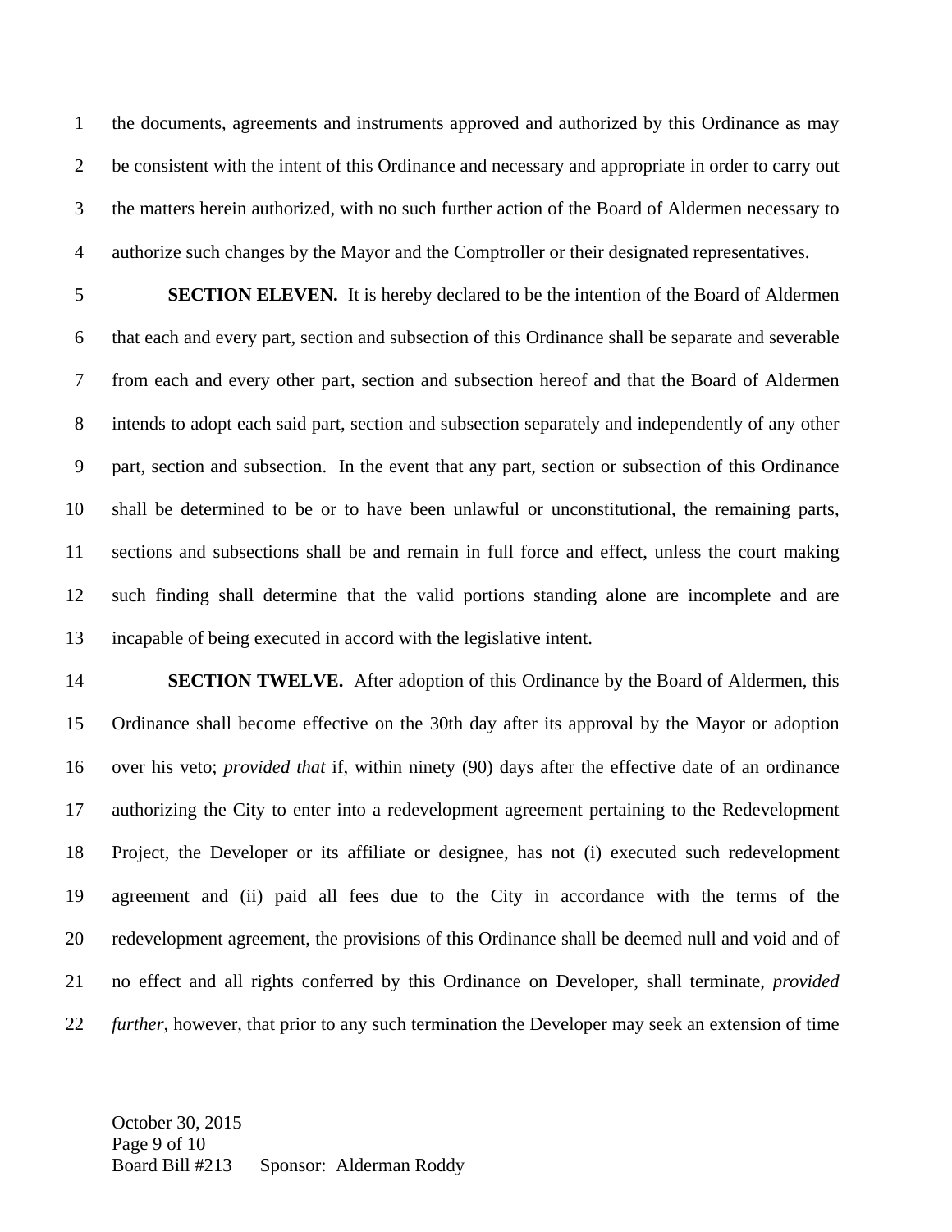the documents, agreements and instruments approved and authorized by this Ordinance as may be consistent with the intent of this Ordinance and necessary and appropriate in order to carry out the matters herein authorized, with no such further action of the Board of Aldermen necessary to authorize such changes by the Mayor and the Comptroller or their designated representatives.

**SECTION ELEVEN.** It is hereby declared to be the intention of the Board of Aldermen that each and every part, section and subsection of this Ordinance shall be separate and severable from each and every other part, section and subsection hereof and that the Board of Aldermen intends to adopt each said part, section and subsection separately and independently of any other part, section and subsection. In the event that any part, section or subsection of this Ordinance shall be determined to be or to have been unlawful or unconstitutional, the remaining parts, sections and subsections shall be and remain in full force and effect, unless the court making such finding shall determine that the valid portions standing alone are incomplete and are incapable of being executed in accord with the legislative intent.

**SECTION TWELVE.** After adoption of this Ordinance by the Board of Aldermen, this Ordinance shall become effective on the 30th day after its approval by the Mayor or adoption over his veto; *provided that* if, within ninety (90) days after the effective date of an ordinance authorizing the City to enter into a redevelopment agreement pertaining to the Redevelopment Project, the Developer or its affiliate or designee, has not (i) executed such redevelopment agreement and (ii) paid all fees due to the City in accordance with the terms of the redevelopment agreement, the provisions of this Ordinance shall be deemed null and void and of no effect and all rights conferred by this Ordinance on Developer, shall terminate, *provided further*, however, that prior to any such termination the Developer may seek an extension of time

October 30, 2015
Board Bill #213 Sponsor: Alderman Roddy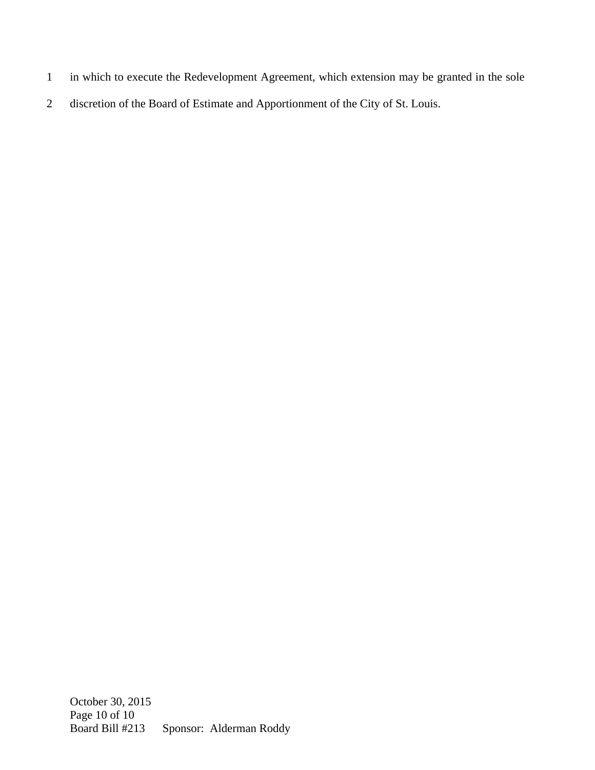in which to execute the Redevelopment Agreement, which extension may be granted in the sole discretion of the Board of Estimate and Apportionment of the City of St. Louis.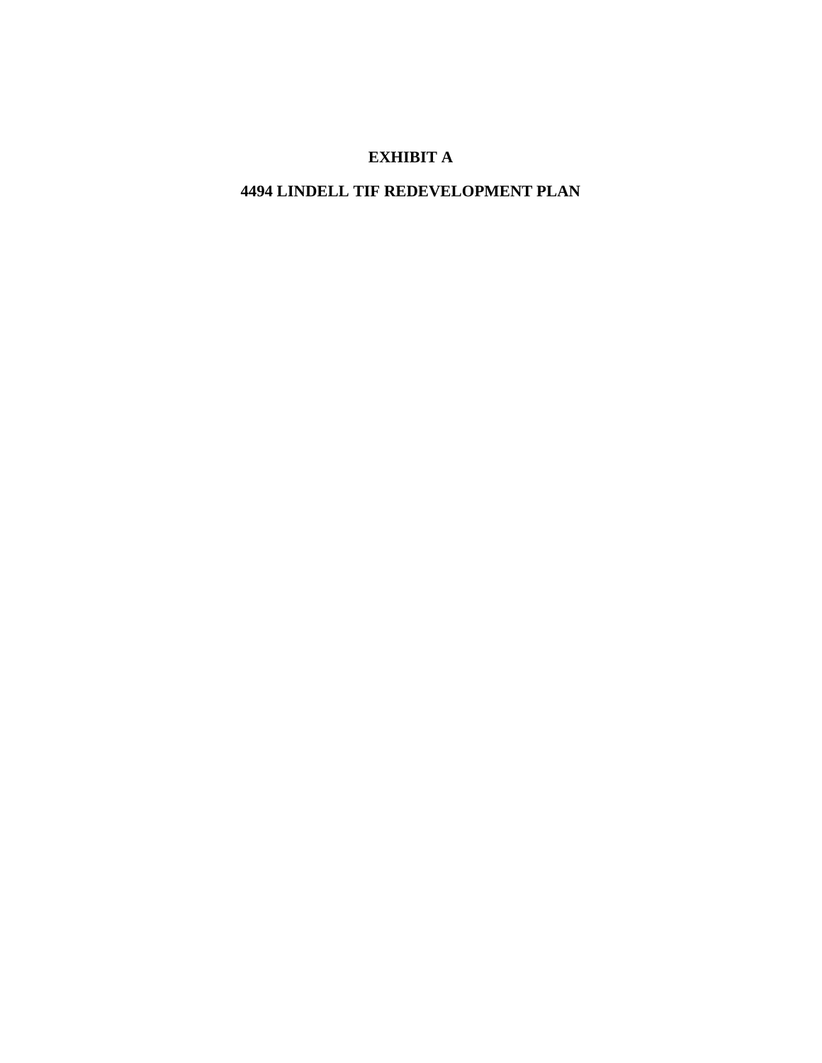# EXHIBIT A

# 4494 LINDELL TIF REDEVELOPMENT PLAN